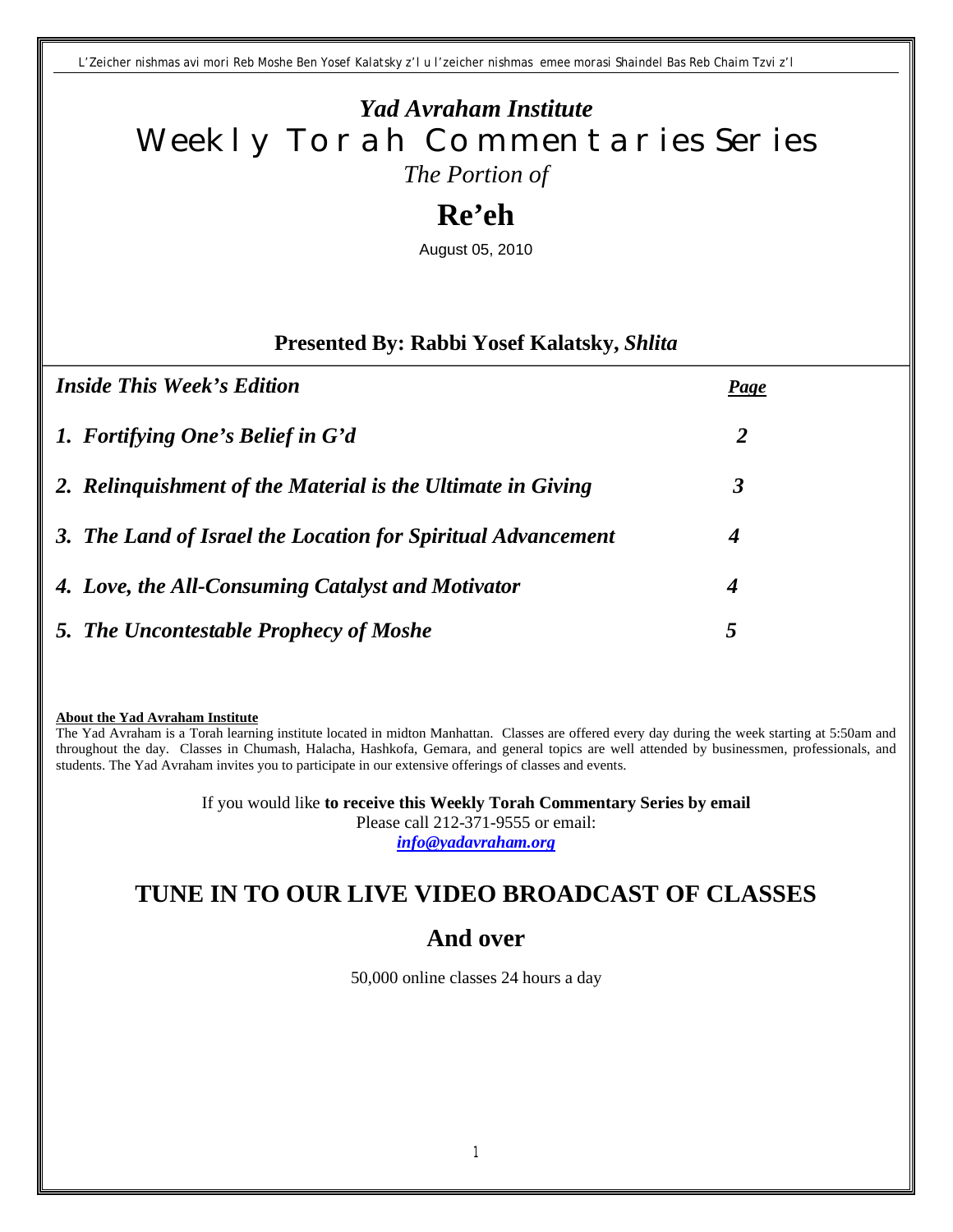L'Zeicher nishmas avi mori Reb Moshe Ben Yosef Kalatsky z'l u l'zeicher nishmas emee morasi Shaindel Bas Reb Chaim Tzvi z'l

# *Yad Avraham Institute*
# Weekly Torah Commentaries Series

*The Portion of*

# Re'eh

August 05, 2010

**Presented By: Rabbi Yosef Kalatsky, *Shlita***

| *Inside This Week's Edition* | *Page* |
|---|---|
| ***1. Fortifying One's Belief in G'd*** | ***2*** |
| ***2. Relinquishment of the Material is the Ultimate in Giving*** | ***3*** |
| ***3. The Land of Israel the Location for Spiritual Advancement*** | ***4*** |
| ***4. Love, the All-Consuming Catalyst and Motivator*** | ***4*** |
| ***5. The Uncontestable Prophecy of Moshe*** | ***5*** |

**About the Yad Avraham Institute**

The Yad Avraham is a Torah learning institute located in midton Manhattan. Classes are offered every day during the week starting at 5:50am and throughout the day. Classes in Chumash, Halacha, Hashkofa, Gemara, and general topics are well attended by businessmen, professionals, and students. The Yad Avraham invites you to participate in our extensive offerings of classes and events.

If you would like **to receive this Weekly Torah Commentary Series by email**
Please call 212-371-9555 or email:
***info@yadavraham.org***

## TUNE IN TO OUR LIVE VIDEO BROADCAST OF CLASSES

## And over

50,000 online classes 24 hours a day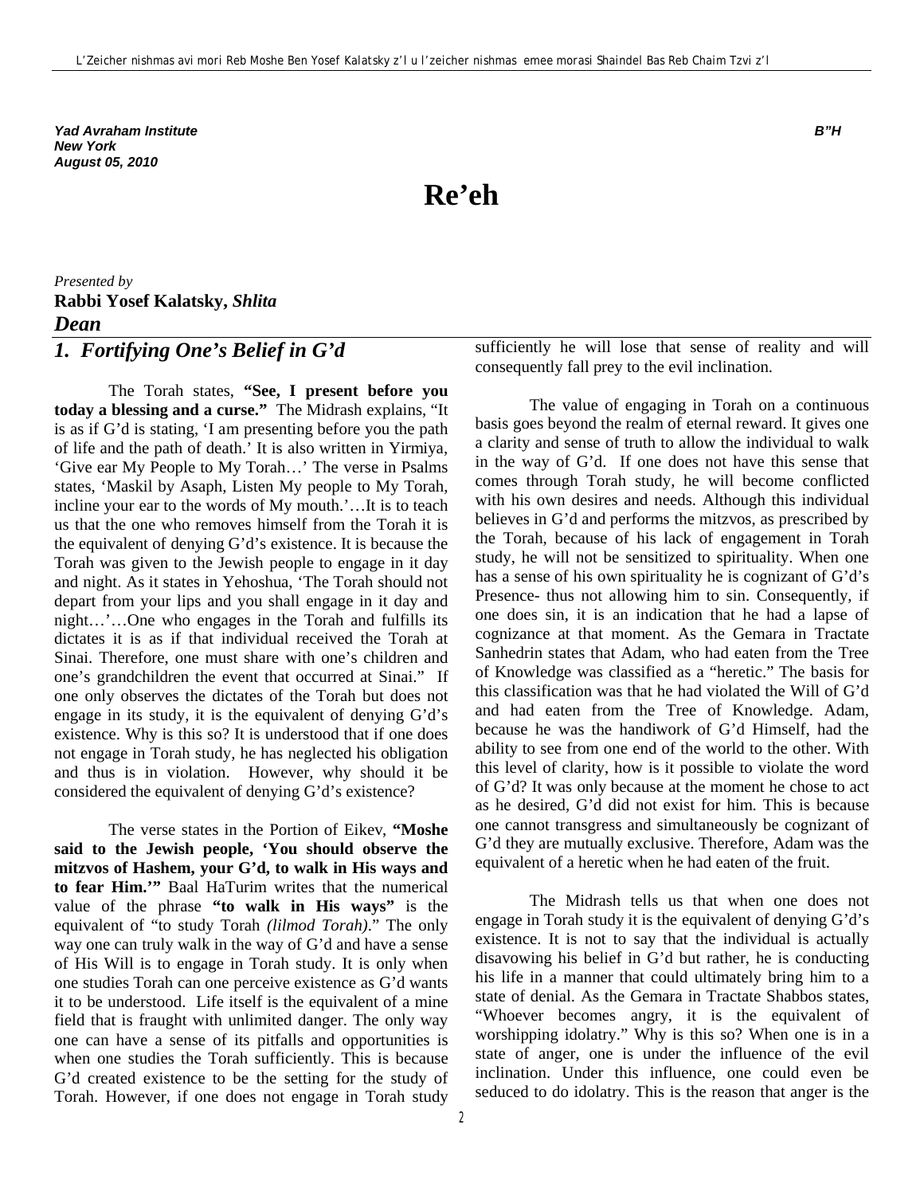Yad Avraham Institute
New York
August 05, 2010

B"H

# Re'eh

*Presented by*
**Rabbi Yosef Kalatsky, *Shlita***
***Dean***

## *1. Fortifying One's Belief in G'd*

The Torah states, **"See, I present before you today a blessing and a curse."** The Midrash explains, "It is as if G'd is stating, 'I am presenting before you the path of life and the path of death.' It is also written in Yirmiya, 'Give ear My People to My Torah…' The verse in Psalms states, 'Maskil by Asaph, Listen My people to My Torah, incline your ear to the words of My mouth.'…It is to teach us that the one who removes himself from the Torah it is the equivalent of denying G'd's existence. It is because the Torah was given to the Jewish people to engage in it day and night. As it states in Yehoshua, 'The Torah should not depart from your lips and you shall engage in it day and night…'…One who engages in the Torah and fulfills its dictates it is as if that individual received the Torah at Sinai. Therefore, one must share with one's children and one's grandchildren the event that occurred at Sinai." If one only observes the dictates of the Torah but does not engage in its study, it is the equivalent of denying G'd's existence. Why is this so? It is understood that if one does not engage in Torah study, he has neglected his obligation and thus is in violation. However, why should it be considered the equivalent of denying G'd's existence?

The verse states in the Portion of Eikev, **"Moshe said to the Jewish people, 'You should observe the mitzvos of Hashem, your G'd, to walk in His ways and to fear Him.'"** Baal HaTurim writes that the numerical value of the phrase **"to walk in His ways"** is the equivalent of "to study Torah *(lilmod Torah)*." The only way one can truly walk in the way of G'd and have a sense of His Will is to engage in Torah study. It is only when one studies Torah can one perceive existence as G'd wants it to be understood. Life itself is the equivalent of a mine field that is fraught with unlimited danger. The only way one can have a sense of its pitfalls and opportunities is when one studies the Torah sufficiently. This is because G'd created existence to be the setting for the study of Torah. However, if one does not engage in Torah study sufficiently he will lose that sense of reality and will consequently fall prey to the evil inclination.

The value of engaging in Torah on a continuous basis goes beyond the realm of eternal reward. It gives one a clarity and sense of truth to allow the individual to walk in the way of G'd. If one does not have this sense that comes through Torah study, he will become conflicted with his own desires and needs. Although this individual believes in G'd and performs the mitzvos, as prescribed by the Torah, because of his lack of engagement in Torah study, he will not be sensitized to spirituality. When one has a sense of his own spirituality he is cognizant of G'd's Presence- thus not allowing him to sin. Consequently, if one does sin, it is an indication that he had a lapse of cognizance at that moment. As the Gemara in Tractate Sanhedrin states that Adam, who had eaten from the Tree of Knowledge was classified as a "heretic." The basis for this classification was that he had violated the Will of G'd and had eaten from the Tree of Knowledge. Adam, because he was the handiwork of G'd Himself, had the ability to see from one end of the world to the other. With this level of clarity, how is it possible to violate the word of G'd? It was only because at the moment he chose to act as he desired, G'd did not exist for him. This is because one cannot transgress and simultaneously be cognizant of G'd they are mutually exclusive. Therefore, Adam was the equivalent of a heretic when he had eaten of the fruit.

The Midrash tells us that when one does not engage in Torah study it is the equivalent of denying G'd's existence. It is not to say that the individual is actually disavowing his belief in G'd but rather, he is conducting his life in a manner that could ultimately bring him to a state of denial. As the Gemara in Tractate Shabbos states, "Whoever becomes angry, it is the equivalent of worshipping idolatry." Why is this so? When one is in a state of anger, one is under the influence of the evil inclination. Under this influence, one could even be seduced to do idolatry. This is the reason that anger is the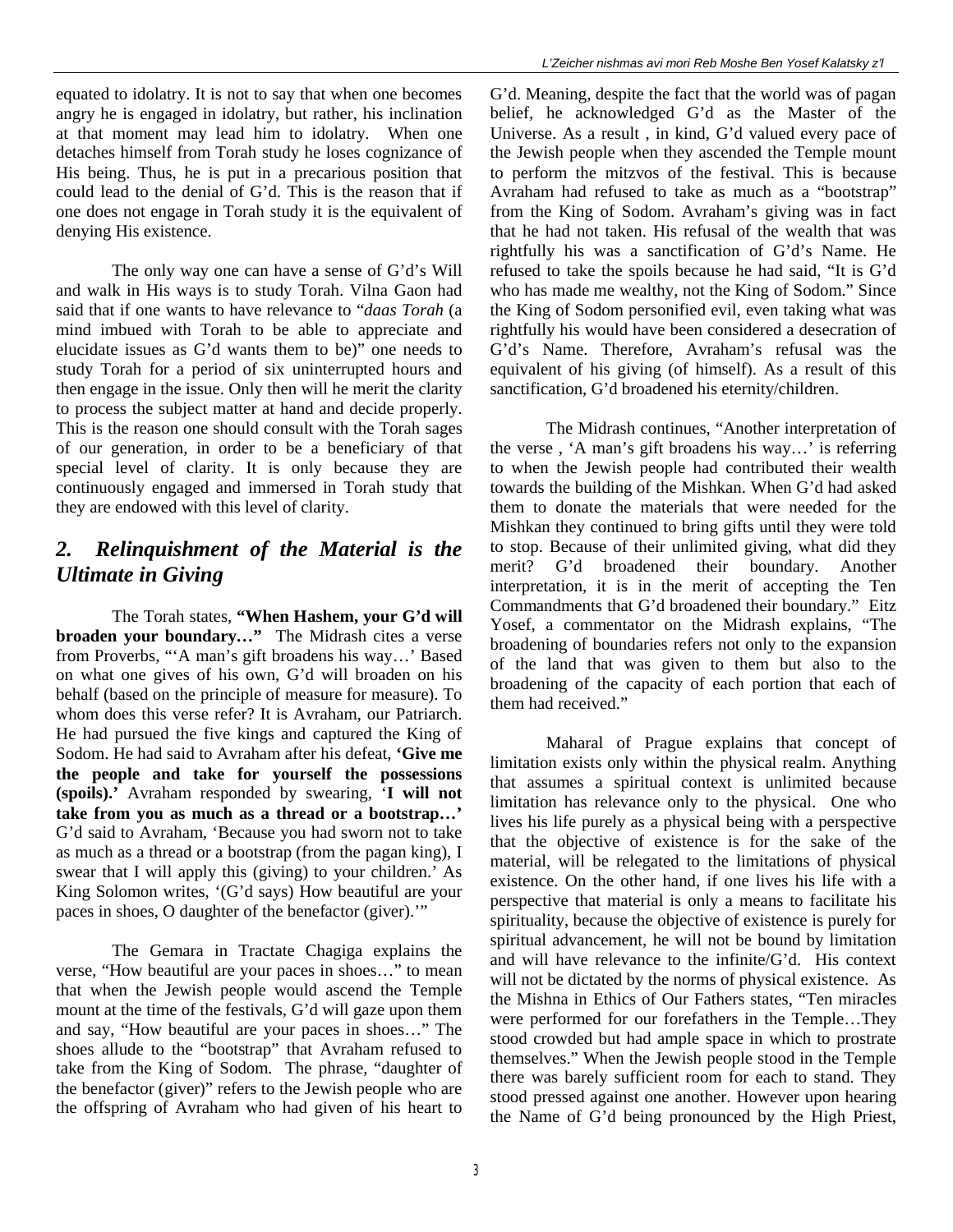equated to idolatry. It is not to say that when one becomes angry he is engaged in idolatry, but rather, his inclination at that moment may lead him to idolatry. When one detaches himself from Torah study he loses cognizance of His being. Thus, he is put in a precarious position that could lead to the denial of G'd. This is the reason that if one does not engage in Torah study it is the equivalent of denying His existence.

The only way one can have a sense of G'd's Will and walk in His ways is to study Torah. Vilna Gaon had said that if one wants to have relevance to "*daas Torah* (a mind imbued with Torah to be able to appreciate and elucidate issues as G'd wants them to be)" one needs to study Torah for a period of six uninterrupted hours and then engage in the issue. Only then will he merit the clarity to process the subject matter at hand and decide properly. This is the reason one should consult with the Torah sages of our generation, in order to be a beneficiary of that special level of clarity. It is only because they are continuously engaged and immersed in Torah study that they are endowed with this level of clarity.

## *2. Relinquishment of the Material is the Ultimate in Giving*

The Torah states, **"When Hashem, your G'd will broaden your boundary…"** The Midrash cites a verse from Proverbs, "'A man's gift broadens his way…' Based on what one gives of his own, G'd will broaden on his behalf (based on the principle of measure for measure). To whom does this verse refer? It is Avraham, our Patriarch. He had pursued the five kings and captured the King of Sodom. He had said to Avraham after his defeat, **'Give me the people and take for yourself the possessions (spoils).'** Avraham responded by swearing, '**I will not take from you as much as a thread or a bootstrap…'** G'd said to Avraham, 'Because you had sworn not to take as much as a thread or a bootstrap (from the pagan king), I swear that I will apply this (giving) to your children.' As King Solomon writes, '(G'd says) How beautiful are your paces in shoes, O daughter of the benefactor (giver).'"

The Gemara in Tractate Chagiga explains the verse, "How beautiful are your paces in shoes…" to mean that when the Jewish people would ascend the Temple mount at the time of the festivals, G'd will gaze upon them and say, "How beautiful are your paces in shoes…" The shoes allude to the "bootstrap" that Avraham refused to take from the King of Sodom. The phrase, "daughter of the benefactor (giver)" refers to the Jewish people who are the offspring of Avraham who had given of his heart to G'd. Meaning, despite the fact that the world was of pagan belief, he acknowledged G'd as the Master of the Universe. As a result , in kind, G'd valued every pace of the Jewish people when they ascended the Temple mount to perform the mitzvos of the festival. This is because Avraham had refused to take as much as a "bootstrap" from the King of Sodom. Avraham's giving was in fact that he had not taken. His refusal of the wealth that was rightfully his was a sanctification of G'd's Name. He refused to take the spoils because he had said, "It is G'd who has made me wealthy, not the King of Sodom." Since the King of Sodom personified evil, even taking what was rightfully his would have been considered a desecration of G'd's Name. Therefore, Avraham's refusal was the equivalent of his giving (of himself). As a result of this sanctification, G'd broadened his eternity/children.

The Midrash continues, "Another interpretation of the verse , 'A man's gift broadens his way…' is referring to when the Jewish people had contributed their wealth towards the building of the Mishkan. When G'd had asked them to donate the materials that were needed for the Mishkan they continued to bring gifts until they were told to stop. Because of their unlimited giving, what did they merit? G'd broadened their boundary. Another interpretation, it is in the merit of accepting the Ten Commandments that G'd broadened their boundary." Eitz Yosef, a commentator on the Midrash explains, "The broadening of boundaries refers not only to the expansion of the land that was given to them but also to the broadening of the capacity of each portion that each of them had received."

Maharal of Prague explains that concept of limitation exists only within the physical realm. Anything that assumes a spiritual context is unlimited because limitation has relevance only to the physical. One who lives his life purely as a physical being with a perspective that the objective of existence is for the sake of the material, will be relegated to the limitations of physical existence. On the other hand, if one lives his life with a perspective that material is only a means to facilitate his spirituality, because the objective of existence is purely for spiritual advancement, he will not be bound by limitation and will have relevance to the infinite/G'd. His context will not be dictated by the norms of physical existence. As the Mishna in Ethics of Our Fathers states, "Ten miracles were performed for our forefathers in the Temple…They stood crowded but had ample space in which to prostrate themselves." When the Jewish people stood in the Temple there was barely sufficient room for each to stand. They stood pressed against one another. However upon hearing the Name of G'd being pronounced by the High Priest,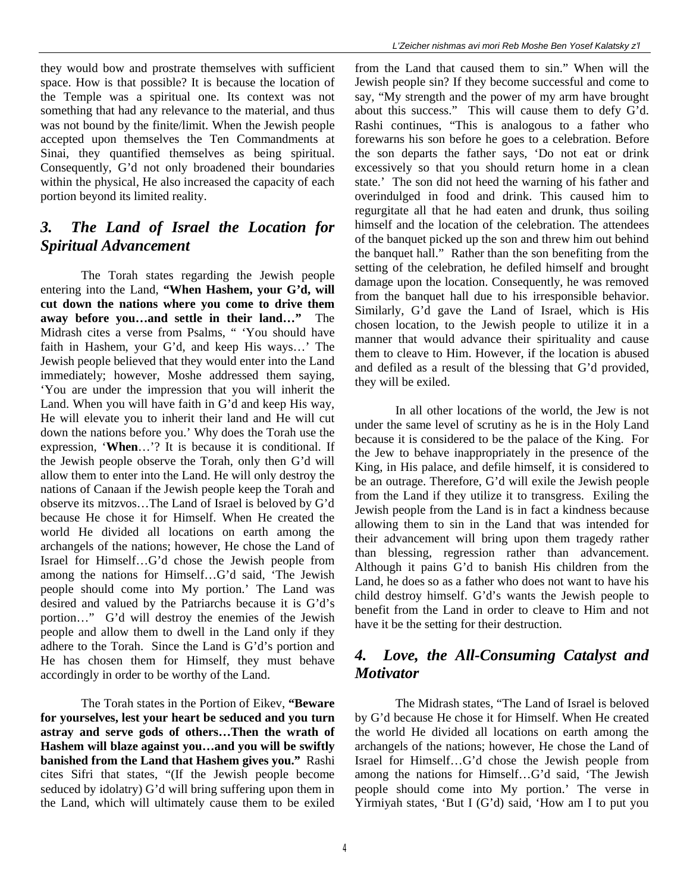they would bow and prostrate themselves with sufficient space. How is that possible? It is because the location of the Temple was a spiritual one. Its context was not something that had any relevance to the material, and thus was not bound by the finite/limit. When the Jewish people accepted upon themselves the Ten Commandments at Sinai, they quantified themselves as being spiritual. Consequently, G'd not only broadened their boundaries within the physical, He also increased the capacity of each portion beyond its limited reality.

## *3. The Land of Israel the Location for Spiritual Advancement*

The Torah states regarding the Jewish people entering into the Land, **"When Hashem, your G'd, will cut down the nations where you come to drive them away before you…and settle in their land…"** The Midrash cites a verse from Psalms, " 'You should have faith in Hashem, your G'd, and keep His ways…' The Jewish people believed that they would enter into the Land immediately; however, Moshe addressed them saying, 'You are under the impression that you will inherit the Land. When you will have faith in G'd and keep His way, He will elevate you to inherit their land and He will cut down the nations before you.' Why does the Torah use the expression, '**When**…'? It is because it is conditional. If the Jewish people observe the Torah, only then G'd will allow them to enter into the Land. He will only destroy the nations of Canaan if the Jewish people keep the Torah and observe its mitzvos…The Land of Israel is beloved by G'd because He chose it for Himself. When He created the world He divided all locations on earth among the archangels of the nations; however, He chose the Land of Israel for Himself…G'd chose the Jewish people from among the nations for Himself…G'd said, 'The Jewish people should come into My portion.' The Land was desired and valued by the Patriarchs because it is G'd's portion…" G'd will destroy the enemies of the Jewish people and allow them to dwell in the Land only if they adhere to the Torah. Since the Land is G'd's portion and He has chosen them for Himself, they must behave accordingly in order to be worthy of the Land.

The Torah states in the Portion of Eikev, **"Beware for yourselves, lest your heart be seduced and you turn astray and serve gods of others…Then the wrath of Hashem will blaze against you…and you will be swiftly banished from the Land that Hashem gives you."** Rashi cites Sifri that states, "(If the Jewish people become seduced by idolatry) G'd will bring suffering upon them in the Land, which will ultimately cause them to be exiled from the Land that caused them to sin." When will the Jewish people sin? If they become successful and come to say, "My strength and the power of my arm have brought about this success." This will cause them to defy G'd. Rashi continues, "This is analogous to a father who forewarns his son before he goes to a celebration. Before the son departs the father says, 'Do not eat or drink excessively so that you should return home in a clean state.' The son did not heed the warning of his father and overindulged in food and drink. This caused him to regurgitate all that he had eaten and drunk, thus soiling himself and the location of the celebration. The attendees of the banquet picked up the son and threw him out behind the banquet hall." Rather than the son benefiting from the setting of the celebration, he defiled himself and brought damage upon the location. Consequently, he was removed from the banquet hall due to his irresponsible behavior. Similarly, G'd gave the Land of Israel, which is His chosen location, to the Jewish people to utilize it in a manner that would advance their spirituality and cause them to cleave to Him. However, if the location is abused and defiled as a result of the blessing that G'd provided, they will be exiled.

In all other locations of the world, the Jew is not under the same level of scrutiny as he is in the Holy Land because it is considered to be the palace of the King. For the Jew to behave inappropriately in the presence of the King, in His palace, and defile himself, it is considered to be an outrage. Therefore, G'd will exile the Jewish people from the Land if they utilize it to transgress. Exiling the Jewish people from the Land is in fact a kindness because allowing them to sin in the Land that was intended for their advancement will bring upon them tragedy rather than blessing, regression rather than advancement. Although it pains G'd to banish His children from the Land, he does so as a father who does not want to have his child destroy himself. G'd's wants the Jewish people to benefit from the Land in order to cleave to Him and not have it be the setting for their destruction.

## *4. Love, the All-Consuming Catalyst and Motivator*

The Midrash states, "The Land of Israel is beloved by G'd because He chose it for Himself. When He created the world He divided all locations on earth among the archangels of the nations; however, He chose the Land of Israel for Himself…G'd chose the Jewish people from among the nations for Himself…G'd said, 'The Jewish people should come into My portion.' The verse in Yirmiyah states, 'But I (G'd) said, 'How am I to put you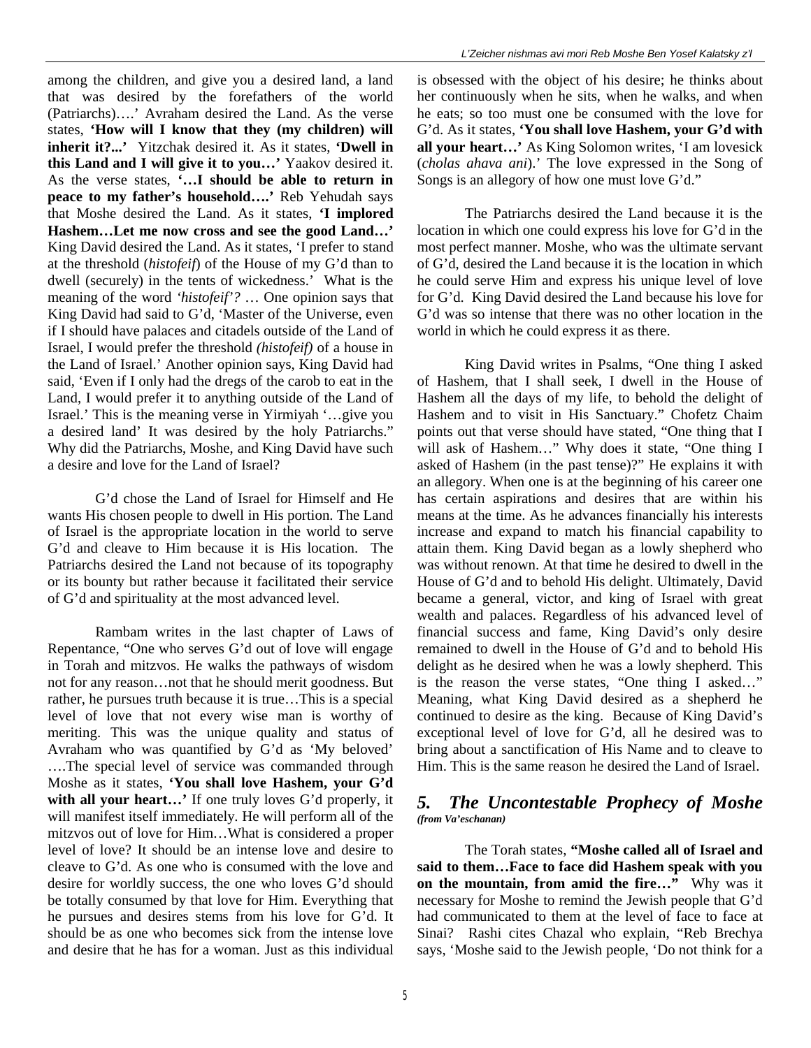among the children, and give you a desired land, a land that was desired by the forefathers of the world (Patriarchs)….' Avraham desired the Land. As the verse states, **'How will I know that they (my children) will inherit it?...'** Yitzchak desired it. As it states, **'Dwell in this Land and I will give it to you…'** Yaakov desired it. As the verse states, **'…I should be able to return in peace to my father's household….'** Reb Yehudah says that Moshe desired the Land. As it states, **'I implored Hashem…Let me now cross and see the good Land…'** King David desired the Land. As it states, 'I prefer to stand at the threshold (*histofeif*) of the House of my G'd than to dwell (securely) in the tents of wickedness.' What is the meaning of the word *'histofeif'?* … One opinion says that King David had said to G'd, 'Master of the Universe, even if I should have palaces and citadels outside of the Land of Israel, I would prefer the threshold *(histofeif)* of a house in the Land of Israel.' Another opinion says, King David had said, 'Even if I only had the dregs of the carob to eat in the Land, I would prefer it to anything outside of the Land of Israel.' This is the meaning verse in Yirmiyah '…give you a desired land' It was desired by the holy Patriarchs." Why did the Patriarchs, Moshe, and King David have such a desire and love for the Land of Israel?

G'd chose the Land of Israel for Himself and He wants His chosen people to dwell in His portion. The Land of Israel is the appropriate location in the world to serve G'd and cleave to Him because it is His location. The Patriarchs desired the Land not because of its topography or its bounty but rather because it facilitated their service of G'd and spirituality at the most advanced level.

Rambam writes in the last chapter of Laws of Repentance, "One who serves G'd out of love will engage in Torah and mitzvos. He walks the pathways of wisdom not for any reason…not that he should merit goodness. But rather, he pursues truth because it is true…This is a special level of love that not every wise man is worthy of meriting. This was the unique quality and status of Avraham who was quantified by G'd as 'My beloved' ….The special level of service was commanded through Moshe as it states, **'You shall love Hashem, your G'd with all your heart…'** If one truly loves G'd properly, it will manifest itself immediately. He will perform all of the mitzvos out of love for Him…What is considered a proper level of love? It should be an intense love and desire to cleave to G'd. As one who is consumed with the love and desire for worldly success, the one who loves G'd should be totally consumed by that love for Him. Everything that he pursues and desires stems from his love for G'd. It should be as one who becomes sick from the intense love and desire that he has for a woman. Just as this individual is obsessed with the object of his desire; he thinks about her continuously when he sits, when he walks, and when he eats; so too must one be consumed with the love for G'd. As it states, **'You shall love Hashem, your G'd with all your heart…'** As King Solomon writes, 'I am lovesick (*cholas ahava ani*).' The love expressed in the Song of Songs is an allegory of how one must love G'd."

The Patriarchs desired the Land because it is the location in which one could express his love for G'd in the most perfect manner. Moshe, who was the ultimate servant of G'd, desired the Land because it is the location in which he could serve Him and express his unique level of love for G'd. King David desired the Land because his love for G'd was so intense that there was no other location in the world in which he could express it as there.

King David writes in Psalms, "One thing I asked of Hashem, that I shall seek, I dwell in the House of Hashem all the days of my life, to behold the delight of Hashem and to visit in His Sanctuary." Chofetz Chaim points out that verse should have stated, "One thing that I will ask of Hashem…" Why does it state, "One thing I asked of Hashem (in the past tense)?" He explains it with an allegory. When one is at the beginning of his career one has certain aspirations and desires that are within his means at the time. As he advances financially his interests increase and expand to match his financial capability to attain them. King David began as a lowly shepherd who was without renown. At that time he desired to dwell in the House of G'd and to behold His delight. Ultimately, David became a general, victor, and king of Israel with great wealth and palaces. Regardless of his advanced level of financial success and fame, King David's only desire remained to dwell in the House of G'd and to behold His delight as he desired when he was a lowly shepherd. This is the reason the verse states, "One thing I asked…" Meaning, what King David desired as a shepherd he continued to desire as the king. Because of King David's exceptional level of love for G'd, all he desired was to bring about a sanctification of His Name and to cleave to Him. This is the same reason he desired the Land of Israel.

## *5. The Uncontestable Prophecy of Moshe*

***(from Va'eschanan)***

The Torah states, **"Moshe called all of Israel and said to them…Face to face did Hashem speak with you on the mountain, from amid the fire…"** Why was it necessary for Moshe to remind the Jewish people that G'd had communicated to them at the level of face to face at Sinai? Rashi cites Chazal who explain, "Reb Brechya says, 'Moshe said to the Jewish people, 'Do not think for a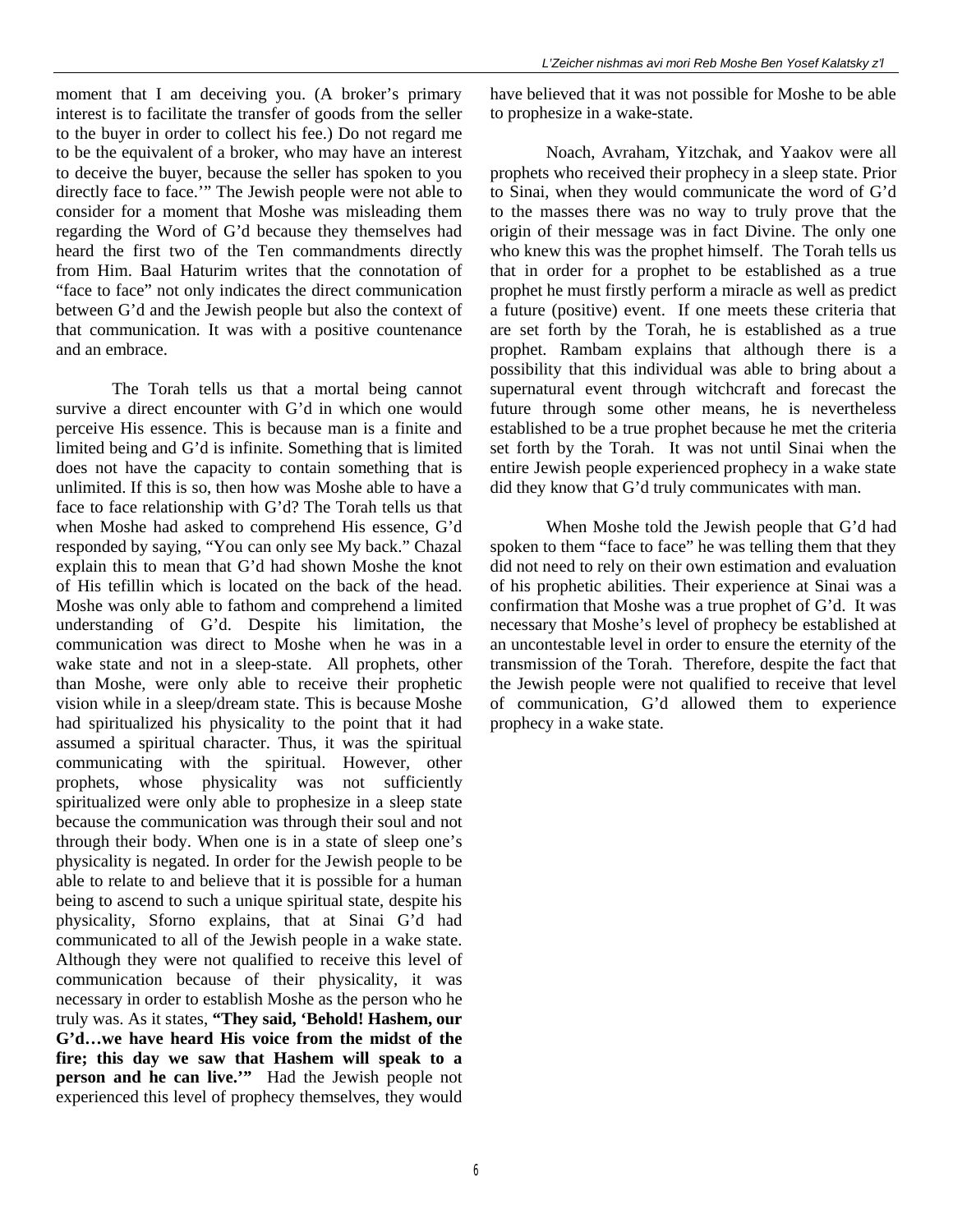moment that I am deceiving you. (A broker's primary interest is to facilitate the transfer of goods from the seller to the buyer in order to collect his fee.) Do not regard me to be the equivalent of a broker, who may have an interest to deceive the buyer, because the seller has spoken to you directly face to face.'" The Jewish people were not able to consider for a moment that Moshe was misleading them regarding the Word of G'd because they themselves had heard the first two of the Ten commandments directly from Him. Baal Haturim writes that the connotation of "face to face" not only indicates the direct communication between G'd and the Jewish people but also the context of that communication. It was with a positive countenance and an embrace.

The Torah tells us that a mortal being cannot survive a direct encounter with G'd in which one would perceive His essence. This is because man is a finite and limited being and G'd is infinite. Something that is limited does not have the capacity to contain something that is unlimited. If this is so, then how was Moshe able to have a face to face relationship with G'd? The Torah tells us that when Moshe had asked to comprehend His essence, G'd responded by saying, "You can only see My back." Chazal explain this to mean that G'd had shown Moshe the knot of His tefillin which is located on the back of the head. Moshe was only able to fathom and comprehend a limited understanding of G'd. Despite his limitation, the communication was direct to Moshe when he was in a wake state and not in a sleep-state. All prophets, other than Moshe, were only able to receive their prophetic vision while in a sleep/dream state. This is because Moshe had spiritualized his physicality to the point that it had assumed a spiritual character. Thus, it was the spiritual communicating with the spiritual. However, other prophets, whose physicality was not sufficiently spiritualized were only able to prophesize in a sleep state because the communication was through their soul and not through their body. When one is in a state of sleep one's physicality is negated. In order for the Jewish people to be able to relate to and believe that it is possible for a human being to ascend to such a unique spiritual state, despite his physicality, Sforno explains, that at Sinai G'd had communicated to all of the Jewish people in a wake state. Although they were not qualified to receive this level of communication because of their physicality, it was necessary in order to establish Moshe as the person who he truly was. As it states, **"They said, 'Behold! Hashem, our G'd…we have heard His voice from the midst of the fire; this day we saw that Hashem will speak to a person and he can live.'"** Had the Jewish people not experienced this level of prophecy themselves, they would have believed that it was not possible for Moshe to be able to prophesize in a wake-state.

Noach, Avraham, Yitzchak, and Yaakov were all prophets who received their prophecy in a sleep state. Prior to Sinai, when they would communicate the word of G'd to the masses there was no way to truly prove that the origin of their message was in fact Divine. The only one who knew this was the prophet himself. The Torah tells us that in order for a prophet to be established as a true prophet he must firstly perform a miracle as well as predict a future (positive) event. If one meets these criteria that are set forth by the Torah, he is established as a true prophet. Rambam explains that although there is a possibility that this individual was able to bring about a supernatural event through witchcraft and forecast the future through some other means, he is nevertheless established to be a true prophet because he met the criteria set forth by the Torah. It was not until Sinai when the entire Jewish people experienced prophecy in a wake state did they know that G'd truly communicates with man.

When Moshe told the Jewish people that G'd had spoken to them "face to face" he was telling them that they did not need to rely on their own estimation and evaluation of his prophetic abilities. Their experience at Sinai was a confirmation that Moshe was a true prophet of G'd. It was necessary that Moshe's level of prophecy be established at an uncontestable level in order to ensure the eternity of the transmission of the Torah. Therefore, despite the fact that the Jewish people were not qualified to receive that level of communication, G'd allowed them to experience prophecy in a wake state.